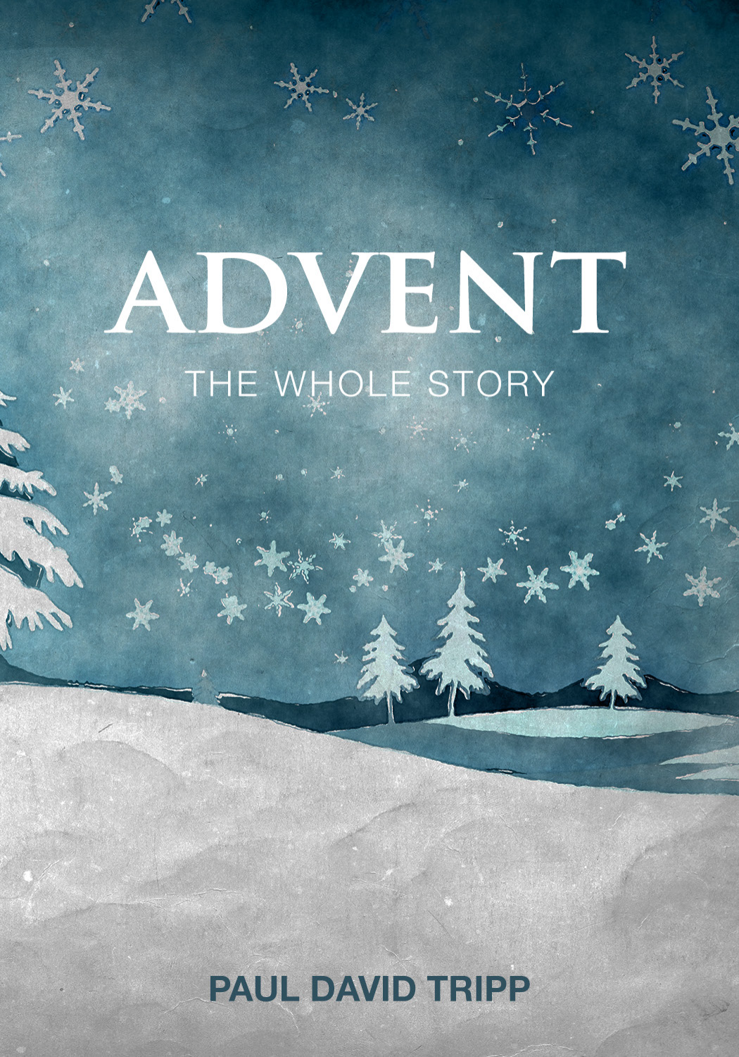# ADVENT

## THE WHOLE STORY

**PAUL DAVID TRIPP**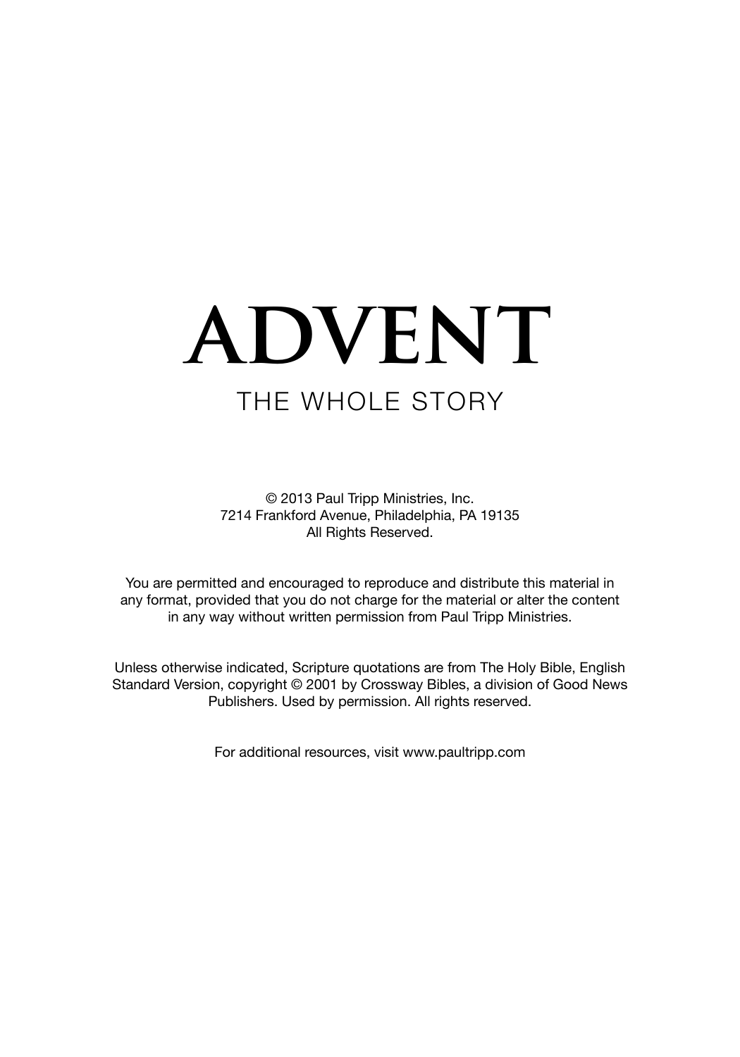# ADVENT

## THE WHOLE STORY

© 2013 Paul Tripp Ministries, Inc.
7214 Frankford Avenue, Philadelphia, PA 19135
All Rights Reserved.

You are permitted and encouraged to reproduce and distribute this material in any format, provided that you do not charge for the material or alter the content in any way without written permission from Paul Tripp Ministries.

Unless otherwise indicated, Scripture quotations are from The Holy Bible, English Standard Version, copyright © 2001 by Crossway Bibles, a division of Good News Publishers. Used by permission. All rights reserved.

For additional resources, visit www.paultripp.com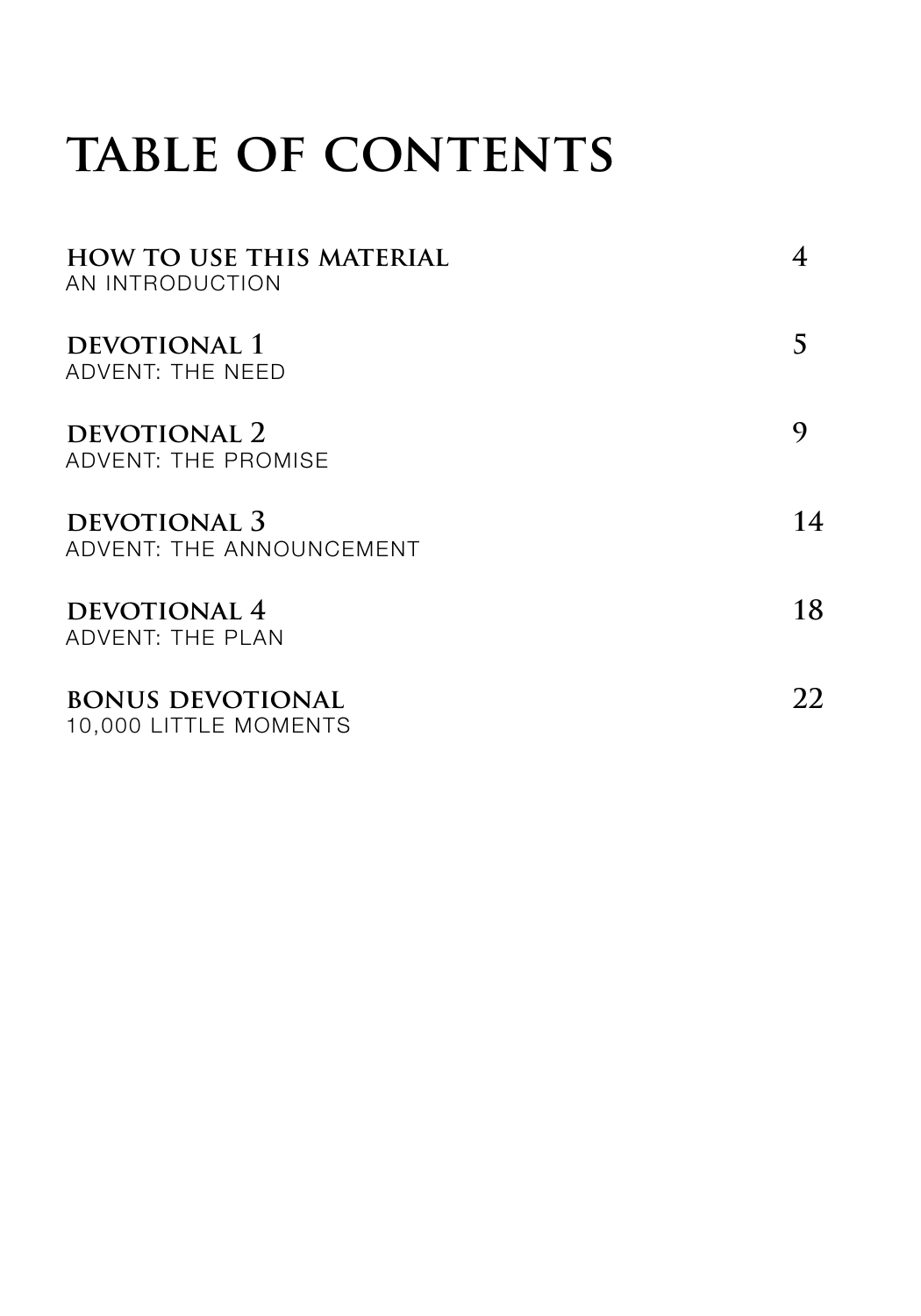# TABLE OF CONTENTS

| Section | Page |
| --- | --- |
| **HOW TO USE THIS MATERIAL**<br>AN INTRODUCTION | 4 |
| **DEVOTIONAL 1**<br>ADVENT: THE NEED | 5 |
| **DEVOTIONAL 2**<br>ADVENT: THE PROMISE | 9 |
| **DEVOTIONAL 3**<br>ADVENT: THE ANNOUNCEMENT | 14 |
| **DEVOTIONAL 4**<br>ADVENT: THE PLAN | 18 |
| **BONUS DEVOTIONAL**<br>10,000 LITTLE MOMENTS | 22 |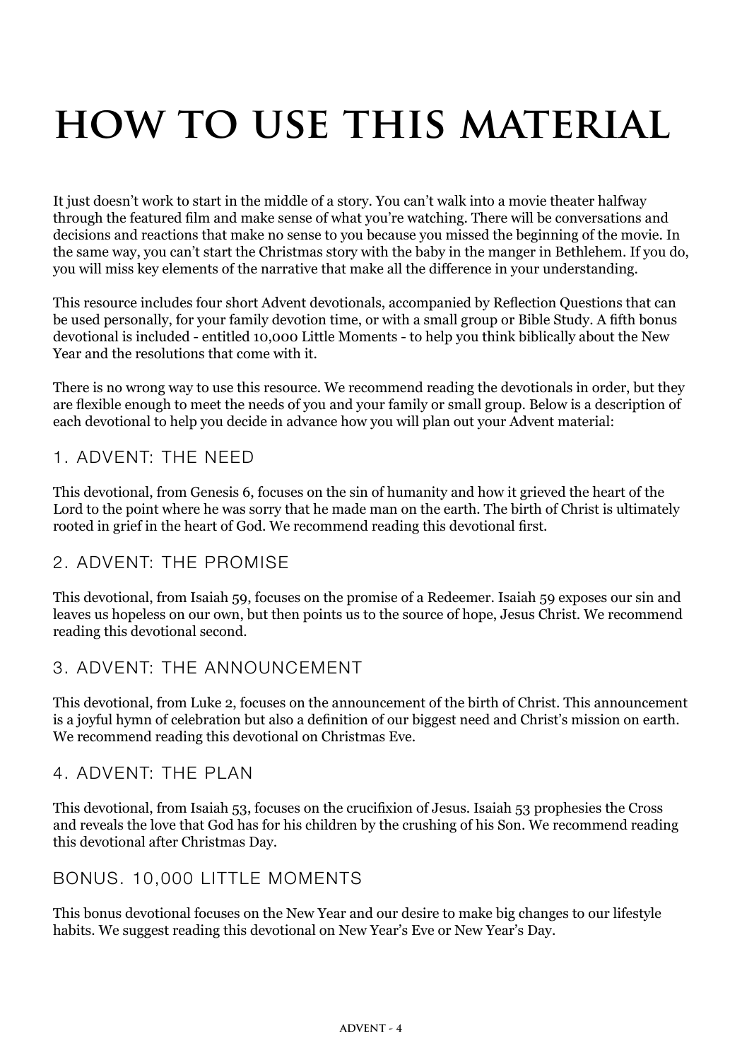# HOW TO USE THIS MATERIAL

It just doesn't work to start in the middle of a story. You can't walk into a movie theater halfway through the featured film and make sense of what you're watching. There will be conversations and decisions and reactions that make no sense to you because you missed the beginning of the movie. In the same way, you can't start the Christmas story with the baby in the manger in Bethlehem. If you do, you will miss key elements of the narrative that make all the difference in your understanding.

This resource includes four short Advent devotionals, accompanied by Reflection Questions that can be used personally, for your family devotion time, or with a small group or Bible Study. A fifth bonus devotional is included - entitled 10,000 Little Moments - to help you think biblically about the New Year and the resolutions that come with it.

There is no wrong way to use this resource. We recommend reading the devotionals in order, but they are flexible enough to meet the needs of you and your family or small group. Below is a description of each devotional to help you decide in advance how you will plan out your Advent material:

## 1. ADVENT: THE NEED

This devotional, from Genesis 6, focuses on the sin of humanity and how it grieved the heart of the Lord to the point where he was sorry that he made man on the earth. The birth of Christ is ultimately rooted in grief in the heart of God. We recommend reading this devotional first.

## 2. ADVENT: THE PROMISE

This devotional, from Isaiah 59, focuses on the promise of a Redeemer. Isaiah 59 exposes our sin and leaves us hopeless on our own, but then points us to the source of hope, Jesus Christ. We recommend reading this devotional second.

## 3. ADVENT: THE ANNOUNCEMENT

This devotional, from Luke 2, focuses on the announcement of the birth of Christ. This announcement is a joyful hymn of celebration but also a definition of our biggest need and Christ's mission on earth. We recommend reading this devotional on Christmas Eve.

## 4. ADVENT: THE PLAN

This devotional, from Isaiah 53, focuses on the crucifixion of Jesus. Isaiah 53 prophesies the Cross and reveals the love that God has for his children by the crushing of his Son. We recommend reading this devotional after Christmas Day.

## BONUS. 10,000 LITTLE MOMENTS

This bonus devotional focuses on the New Year and our desire to make big changes to our lifestyle habits. We suggest reading this devotional on New Year's Eve or New Year's Day.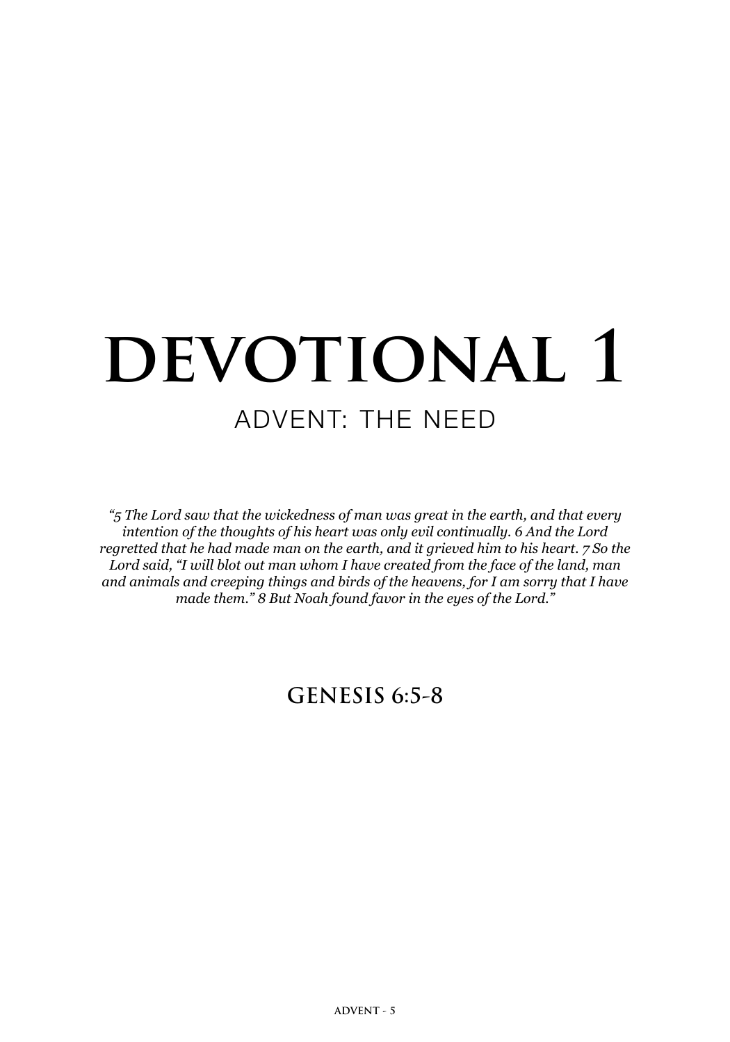# DEVOTIONAL 1

## ADVENT: THE NEED

*"5 The Lord saw that the wickedness of man was great in the earth, and that every intention of the thoughts of his heart was only evil continually. 6 And the Lord regretted that he had made man on the earth, and it grieved him to his heart. 7 So the Lord said, "I will blot out man whom I have created from the face of the land, man and animals and creeping things and birds of the heavens, for I am sorry that I have made them." 8 But Noah found favor in the eyes of the Lord."*

**GENESIS 6:5-8**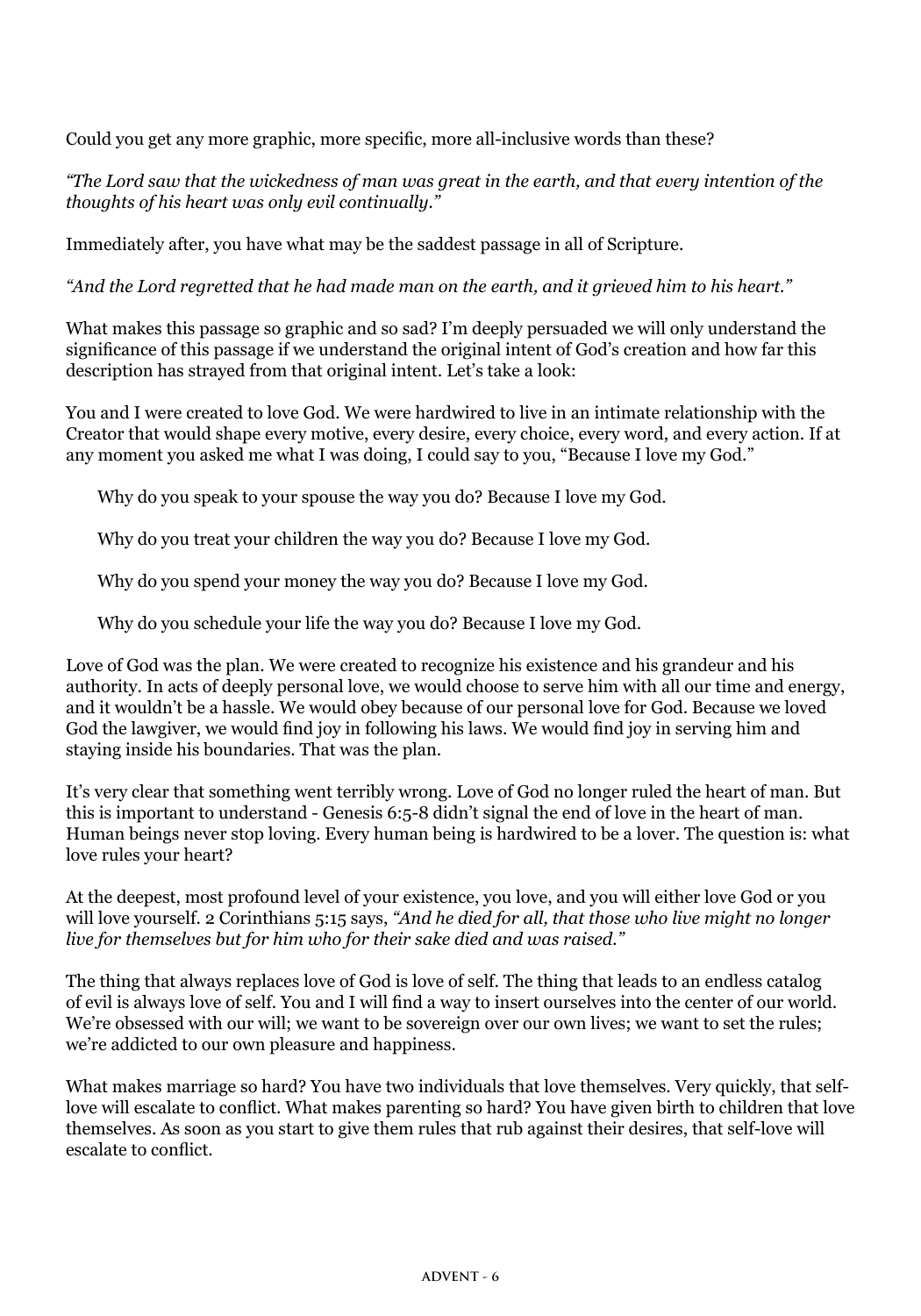Could you get any more graphic, more specific, more all-inclusive words than these?

*"The Lord saw that the wickedness of man was great in the earth, and that every intention of the thoughts of his heart was only evil continually."*

Immediately after, you have what may be the saddest passage in all of Scripture.

*"And the Lord regretted that he had made man on the earth, and it grieved him to his heart."*

What makes this passage so graphic and so sad? I'm deeply persuaded we will only understand the significance of this passage if we understand the original intent of God's creation and how far this description has strayed from that original intent. Let's take a look:

You and I were created to love God. We were hardwired to live in an intimate relationship with the Creator that would shape every motive, every desire, every choice, every word, and every action. If at any moment you asked me what I was doing, I could say to you, "Because I love my God."

Why do you speak to your spouse the way you do? Because I love my God.

Why do you treat your children the way you do? Because I love my God.

Why do you spend your money the way you do? Because I love my God.

Why do you schedule your life the way you do? Because I love my God.

Love of God was the plan. We were created to recognize his existence and his grandeur and his authority. In acts of deeply personal love, we would choose to serve him with all our time and energy, and it wouldn't be a hassle. We would obey because of our personal love for God. Because we loved God the lawgiver, we would find joy in following his laws. We would find joy in serving him and staying inside his boundaries. That was the plan.

It's very clear that something went terribly wrong. Love of God no longer ruled the heart of man. But this is important to understand - Genesis 6:5-8 didn't signal the end of love in the heart of man. Human beings never stop loving. Every human being is hardwired to be a lover. The question is: what love rules your heart?

At the deepest, most profound level of your existence, you love, and you will either love God or you will love yourself. 2 Corinthians 5:15 says, *"And he died for all, that those who live might no longer live for themselves but for him who for their sake died and was raised."*

The thing that always replaces love of God is love of self. The thing that leads to an endless catalog of evil is always love of self. You and I will find a way to insert ourselves into the center of our world. We're obsessed with our will; we want to be sovereign over our own lives; we want to set the rules; we're addicted to our own pleasure and happiness.

What makes marriage so hard? You have two individuals that love themselves. Very quickly, that self-love will escalate to conflict. What makes parenting so hard? You have given birth to children that love themselves. As soon as you start to give them rules that rub against their desires, that self-love will escalate to conflict.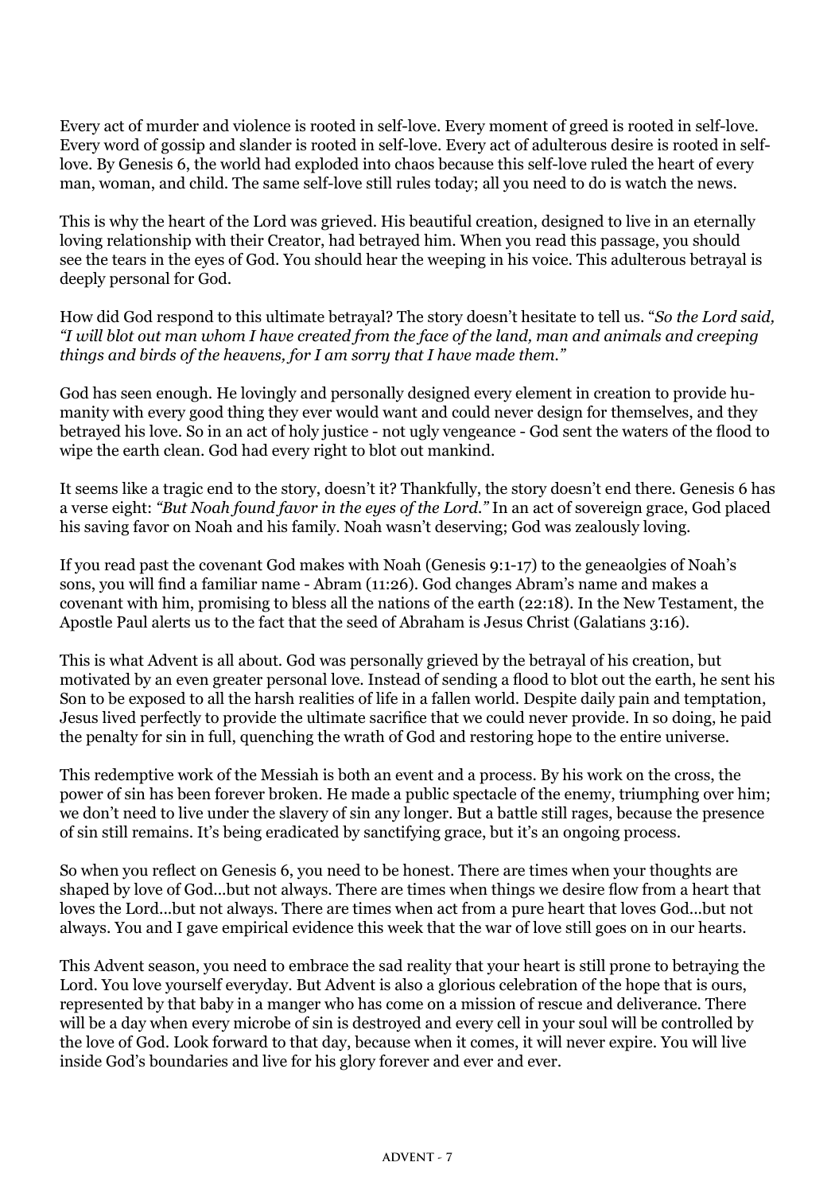Every act of murder and violence is rooted in self-love. Every moment of greed is rooted in self-love. Every word of gossip and slander is rooted in self-love. Every act of adulterous desire is rooted in self-love. By Genesis 6, the world had exploded into chaos because this self-love ruled the heart of every man, woman, and child. The same self-love still rules today; all you need to do is watch the news.

This is why the heart of the Lord was grieved. His beautiful creation, designed to live in an eternally loving relationship with their Creator, had betrayed him. When you read this passage, you should see the tears in the eyes of God. You should hear the weeping in his voice. This adulterous betrayal is deeply personal for God.

How did God respond to this ultimate betrayal? The story doesn't hesitate to tell us. "*So the Lord said, "I will blot out man whom I have created from the face of the land, man and animals and creeping things and birds of the heavens, for I am sorry that I have made them."*

God has seen enough. He lovingly and personally designed every element in creation to provide humanity with every good thing they ever would want and could never design for themselves, and they betrayed his love. So in an act of holy justice - not ugly vengeance - God sent the waters of the flood to wipe the earth clean. God had every right to blot out mankind.

It seems like a tragic end to the story, doesn't it? Thankfully, the story doesn't end there. Genesis 6 has a verse eight: *"But Noah found favor in the eyes of the Lord."* In an act of sovereign grace, God placed his saving favor on Noah and his family. Noah wasn't deserving; God was zealously loving.

If you read past the covenant God makes with Noah (Genesis 9:1-17) to the geneaolgies of Noah's sons, you will find a familiar name - Abram (11:26). God changes Abram's name and makes a covenant with him, promising to bless all the nations of the earth (22:18). In the New Testament, the Apostle Paul alerts us to the fact that the seed of Abraham is Jesus Christ (Galatians 3:16).

This is what Advent is all about. God was personally grieved by the betrayal of his creation, but motivated by an even greater personal love. Instead of sending a flood to blot out the earth, he sent his Son to be exposed to all the harsh realities of life in a fallen world. Despite daily pain and temptation, Jesus lived perfectly to provide the ultimate sacrifice that we could never provide. In so doing, he paid the penalty for sin in full, quenching the wrath of God and restoring hope to the entire universe.

This redemptive work of the Messiah is both an event and a process. By his work on the cross, the power of sin has been forever broken. He made a public spectacle of the enemy, triumphing over him; we don't need to live under the slavery of sin any longer. But a battle still rages, because the presence of sin still remains. It's being eradicated by sanctifying grace, but it's an ongoing process.

So when you reflect on Genesis 6, you need to be honest. There are times when your thoughts are shaped by love of God...but not always. There are times when things we desire flow from a heart that loves the Lord...but not always. There are times when act from a pure heart that loves God...but not always. You and I gave empirical evidence this week that the war of love still goes on in our hearts.

This Advent season, you need to embrace the sad reality that your heart is still prone to betraying the Lord. You love yourself everyday. But Advent is also a glorious celebration of the hope that is ours, represented by that baby in a manger who has come on a mission of rescue and deliverance. There will be a day when every microbe of sin is destroyed and every cell in your soul will be controlled by the love of God. Look forward to that day, because when it comes, it will never expire. You will live inside God's boundaries and live for his glory forever and ever and ever.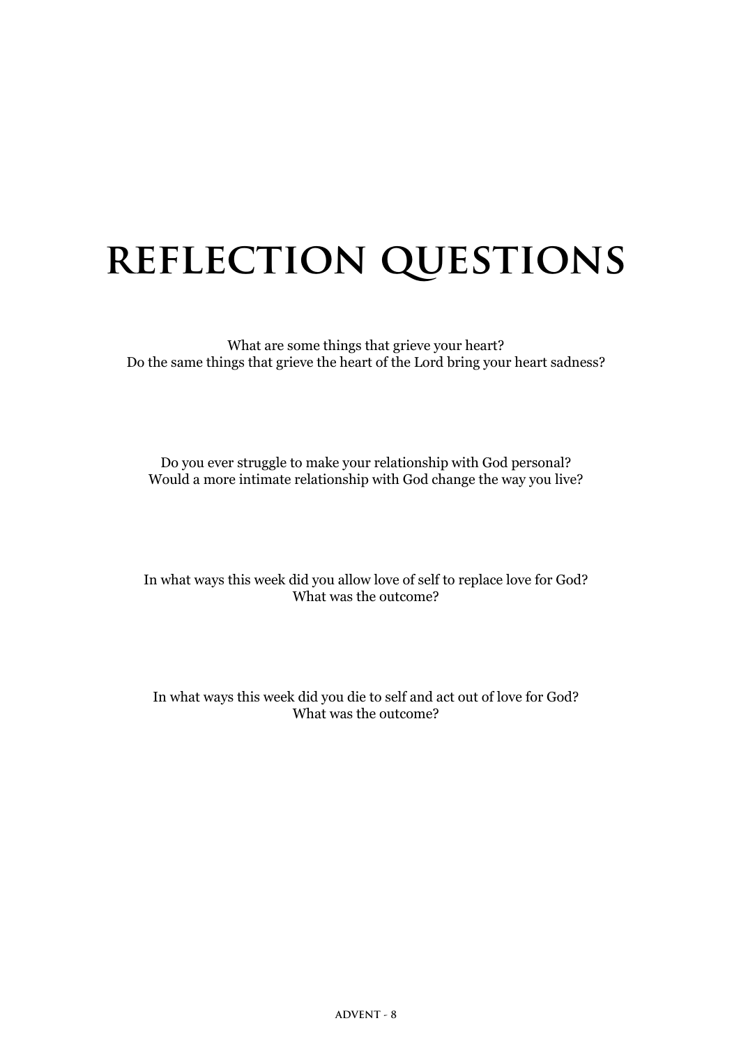# REFLECTION QUESTIONS

What are some things that grieve your heart?
Do the same things that grieve the heart of the Lord bring your heart sadness?

Do you ever struggle to make your relationship with God personal?
Would a more intimate relationship with God change the way you live?

In what ways this week did you allow love of self to replace love for God?
What was the outcome?

In what ways this week did you die to self and act out of love for God?
What was the outcome?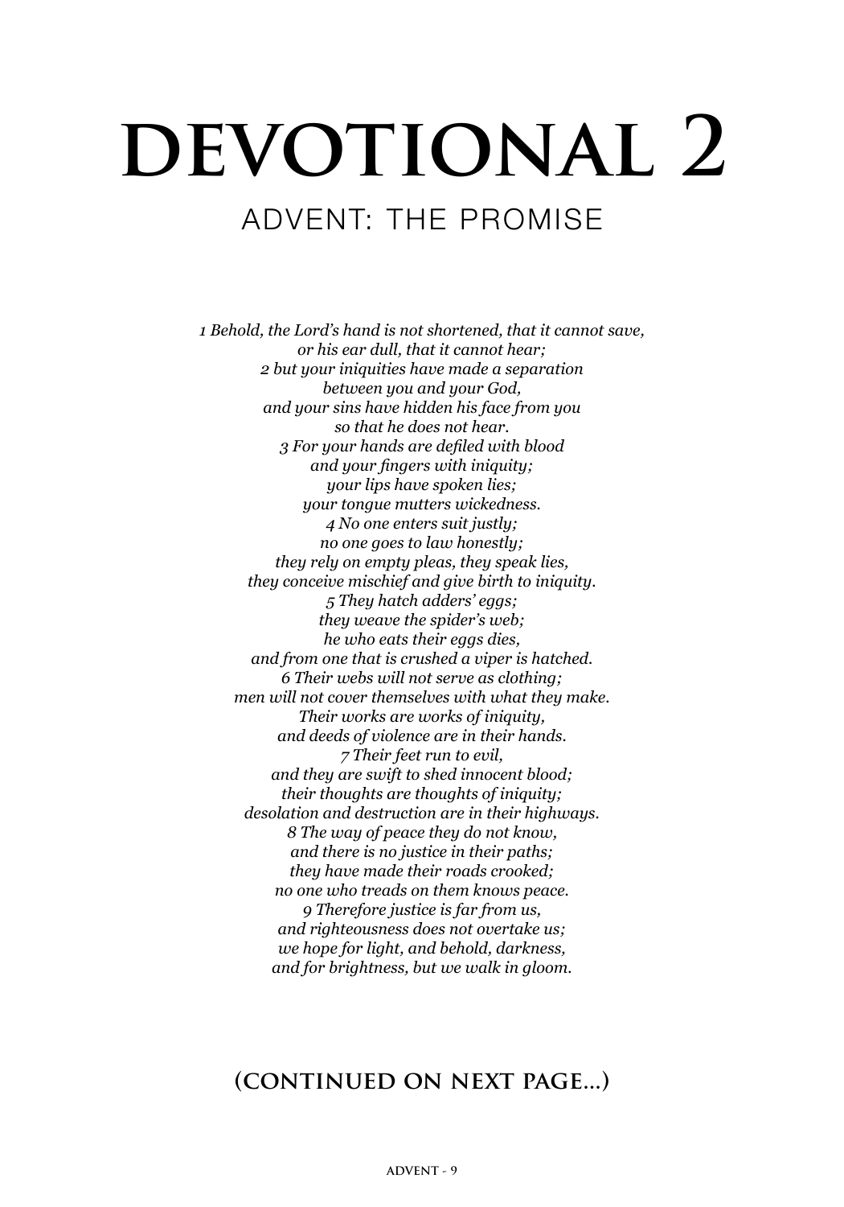# DEVOTIONAL 2

## ADVENT: THE PROMISE

*1 Behold, the Lord's hand is not shortened, that it cannot save,*
*or his ear dull, that it cannot hear;*
*2 but your iniquities have made a separation*
*between you and your God,*
*and your sins have hidden his face from you*
*so that he does not hear.*
*3 For your hands are defiled with blood*
*and your fingers with iniquity;*
*your lips have spoken lies;*
*your tongue mutters wickedness.*
*4 No one enters suit justly;*
*no one goes to law honestly;*
*they rely on empty pleas, they speak lies,*
*they conceive mischief and give birth to iniquity.*
*5 They hatch adders' eggs;*
*they weave the spider's web;*
*he who eats their eggs dies,*
*and from one that is crushed a viper is hatched.*
*6 Their webs will not serve as clothing;*
*men will not cover themselves with what they make.*
*Their works are works of iniquity,*
*and deeds of violence are in their hands.*
*7 Their feet run to evil,*
*and they are swift to shed innocent blood;*
*their thoughts are thoughts of iniquity;*
*desolation and destruction are in their highways.*
*8 The way of peace they do not know,*
*and there is no justice in their paths;*
*they have made their roads crooked;*
*no one who treads on them knows peace.*
*9 Therefore justice is far from us,*
*and righteousness does not overtake us;*
*we hope for light, and behold, darkness,*
*and for brightness, but we walk in gloom.*

**(CONTINUED ON NEXT PAGE...)**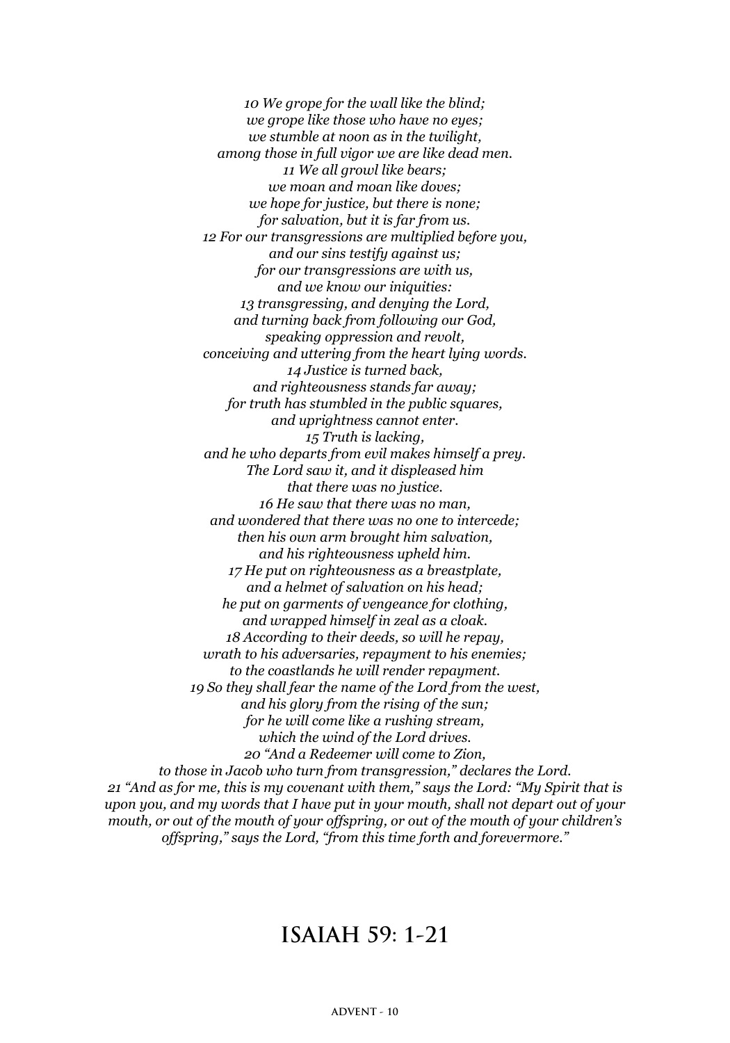*10 We grope for the wall like the blind;*
*we grope like those who have no eyes;*
*we stumble at noon as in the twilight,*
*among those in full vigor we are like dead men.*
*11 We all growl like bears;*
*we moan and moan like doves;*
*we hope for justice, but there is none;*
*for salvation, but it is far from us.*
*12 For our transgressions are multiplied before you,*
*and our sins testify against us;*
*for our transgressions are with us,*
*and we know our iniquities:*
*13 transgressing, and denying the Lord,*
*and turning back from following our God,*
*speaking oppression and revolt,*
*conceiving and uttering from the heart lying words.*
*14 Justice is turned back,*
*and righteousness stands far away;*
*for truth has stumbled in the public squares,*
*and uprightness cannot enter.*
*15 Truth is lacking,*
*and he who departs from evil makes himself a prey.*
*The Lord saw it, and it displeased him*
*that there was no justice.*
*16 He saw that there was no man,*
*and wondered that there was no one to intercede;*
*then his own arm brought him salvation,*
*and his righteousness upheld him.*
*17 He put on righteousness as a breastplate,*
*and a helmet of salvation on his head;*
*he put on garments of vengeance for clothing,*
*and wrapped himself in zeal as a cloak.*
*18 According to their deeds, so will he repay,*
*wrath to his adversaries, repayment to his enemies;*
*to the coastlands he will render repayment.*
*19 So they shall fear the name of the Lord from the west,*
*and his glory from the rising of the sun;*
*for he will come like a rushing stream,*
*which the wind of the Lord drives.*
*20 "And a Redeemer will come to Zion,*
*to those in Jacob who turn from transgression," declares the Lord.*
*21 "And as for me, this is my covenant with them," says the Lord: "My Spirit that is upon you, and my words that I have put in your mouth, shall not depart out of your mouth, or out of the mouth of your offspring, or out of the mouth of your children's offspring," says the Lord, "from this time forth and forevermore."*

# ISAIAH 59: 1-21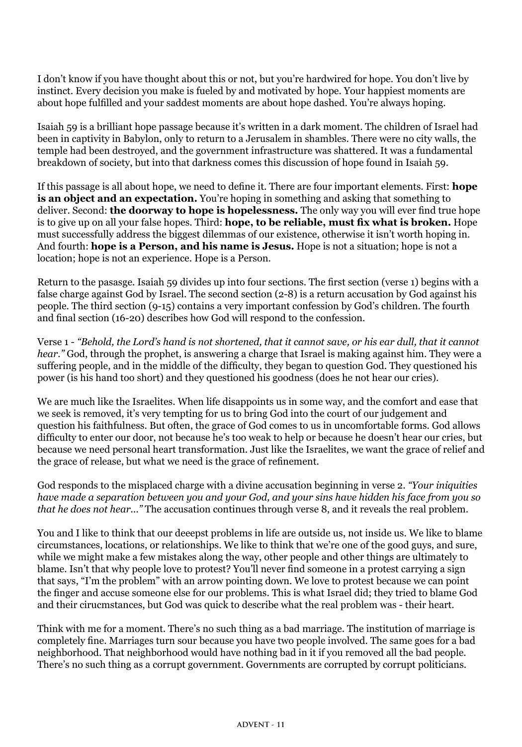I don't know if you have thought about this or not, but you're hardwired for hope. You don't live by instinct. Every decision you make is fueled by and motivated by hope. Your happiest moments are about hope fulfilled and your saddest moments are about hope dashed. You're always hoping.

Isaiah 59 is a brilliant hope passage because it's written in a dark moment. The children of Israel had been in captivity in Babylon, only to return to a Jerusalem in shambles. There were no city walls, the temple had been destroyed, and the government infrastructure was shattered. It was a fundamental breakdown of society, but into that darkness comes this discussion of hope found in Isaiah 59.

If this passage is all about hope, we need to define it. There are four important elements. First: **hope is an object and an expectation.** You're hoping in something and asking that something to deliver. Second: **the doorway to hope is hopelessness.** The only way you will ever find true hope is to give up on all your false hopes. Third: **hope, to be reliable, must fix what is broken.** Hope must successfully address the biggest dilemmas of our existence, otherwise it isn't worth hoping in. And fourth: **hope is a Person, and his name is Jesus.** Hope is not a situation; hope is not a location; hope is not an experience. Hope is a Person.

Return to the pasasge. Isaiah 59 divides up into four sections. The first section (verse 1) begins with a false charge against God by Israel. The second section (2-8) is a return accusation by God against his people. The third section (9-15) contains a very important confession by God's children. The fourth and final section (16-20) describes how God will respond to the confession.

Verse 1 - *"Behold, the Lord's hand is not shortened, that it cannot save, or his ear dull, that it cannot hear."* God, through the prophet, is answering a charge that Israel is making against him. They were a suffering people, and in the middle of the difficulty, they began to question God. They questioned his power (is his hand too short) and they questioned his goodness (does he not hear our cries).

We are much like the Israelites. When life disappoints us in some way, and the comfort and ease that we seek is removed, it's very tempting for us to bring God into the court of our judgement and question his faithfulness. But often, the grace of God comes to us in uncomfortable forms. God allows difficulty to enter our door, not because he's too weak to help or because he doesn't hear our cries, but because we need personal heart transformation. Just like the Israelites, we want the grace of relief and the grace of release, but what we need is the grace of refinement.

God responds to the misplaced charge with a divine accusation beginning in verse 2. *"Your iniquities have made a separation between you and your God, and your sins have hidden his face from you so that he does not hear..."* The accusation continues through verse 8, and it reveals the real problem.

You and I like to think that our deeepst problems in life are outside us, not inside us. We like to blame circumstances, locations, or relationships. We like to think that we're one of the good guys, and sure, while we might make a few mistakes along the way, other people and other things are ultimately to blame. Isn't that why people love to protest? You'll never find someone in a protest carrying a sign that says, "I'm the problem" with an arrow pointing down. We love to protest because we can point the finger and accuse someone else for our problems. This is what Israel did; they tried to blame God and their cirucmstances, but God was quick to describe what the real problem was - their heart.

Think with me for a moment. There's no such thing as a bad marriage. The institution of marriage is completely fine. Marriages turn sour because you have two people involved. The same goes for a bad neighborhood. That neighborhood would have nothing bad in it if you removed all the bad people. There's no such thing as a corrupt government. Governments are corrupted by corrupt politicians.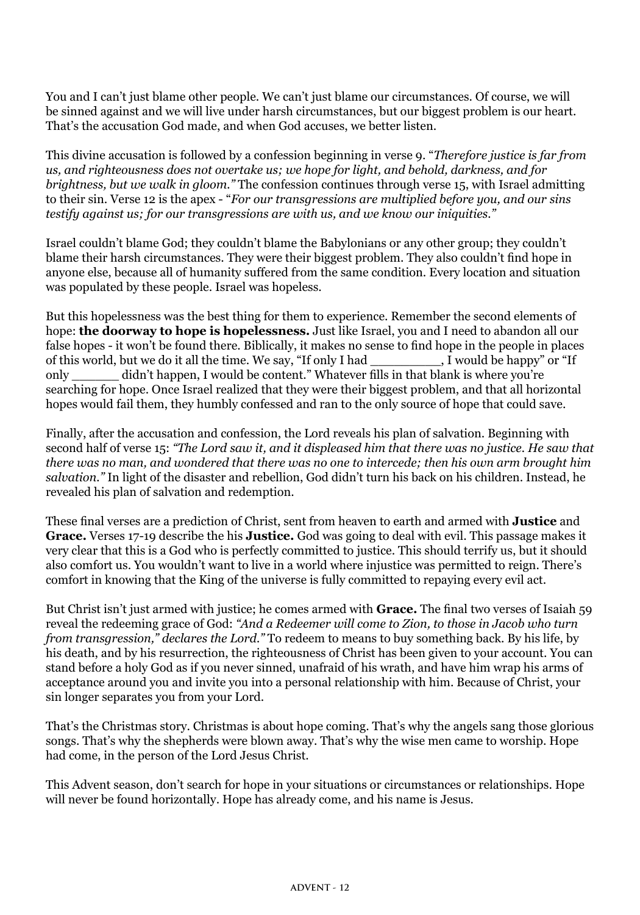You and I can't just blame other people. We can't just blame our circumstances. Of course, we will be sinned against and we will live under harsh circumstances, but our biggest problem is our heart. That's the accusation God made, and when God accuses, we better listen.

This divine accusation is followed by a confession beginning in verse 9. "*Therefore justice is far from us, and righteousness does not overtake us; we hope for light, and behold, darkness, and for brightness, but we walk in gloom."* The confession continues through verse 15, with Israel admitting to their sin. Verse 12 is the apex - "*For our transgressions are multiplied before you, and our sins testify against us; for our transgressions are with us, and we know our iniquities."*

Israel couldn't blame God; they couldn't blame the Babylonians or any other group; they couldn't blame their harsh circumstances. They were their biggest problem. They also couldn't find hope in anyone else, because all of humanity suffered from the same condition. Every location and situation was populated by these people. Israel was hopeless.

But this hopelessness was the best thing for them to experience. Remember the second elements of hope: **the doorway to hope is hopelessness.** Just like Israel, you and I need to abandon all our false hopes - it won't be found there. Biblically, it makes no sense to find hope in the people in places of this world, but we do it all the time. We say, "If only I had __________, I would be happy" or "If only ______ didn't happen, I would be content." Whatever fills in that blank is where you're searching for hope. Once Israel realized that they were their biggest problem, and that all horizontal hopes would fail them, they humbly confessed and ran to the only source of hope that could save.

Finally, after the accusation and confession, the Lord reveals his plan of salvation. Beginning with second half of verse 15: *"The Lord saw it, and it displeased him that there was no justice. He saw that there was no man, and wondered that there was no one to intercede; then his own arm brought him salvation."* In light of the disaster and rebellion, God didn't turn his back on his children. Instead, he revealed his plan of salvation and redemption.

These final verses are a prediction of Christ, sent from heaven to earth and armed with **Justice** and **Grace.** Verses 17-19 describe the his **Justice.** God was going to deal with evil. This passage makes it very clear that this is a God who is perfectly committed to justice. This should terrify us, but it should also comfort us. You wouldn't want to live in a world where injustice was permitted to reign. There's comfort in knowing that the King of the universe is fully committed to repaying every evil act.

But Christ isn't just armed with justice; he comes armed with **Grace.** The final two verses of Isaiah 59 reveal the redeeming grace of God: *"And a Redeemer will come to Zion, to those in Jacob who turn from transgression," declares the Lord."* To redeem to means to buy something back. By his life, by his death, and by his resurrection, the righteousness of Christ has been given to your account. You can stand before a holy God as if you never sinned, unafraid of his wrath, and have him wrap his arms of acceptance around you and invite you into a personal relationship with him. Because of Christ, your sin longer separates you from your Lord.

That's the Christmas story. Christmas is about hope coming. That's why the angels sang those glorious songs. That's why the shepherds were blown away. That's why the wise men came to worship. Hope had come, in the person of the Lord Jesus Christ.

This Advent season, don't search for hope in your situations or circumstances or relationships. Hope will never be found horizontally. Hope has already come, and his name is Jesus.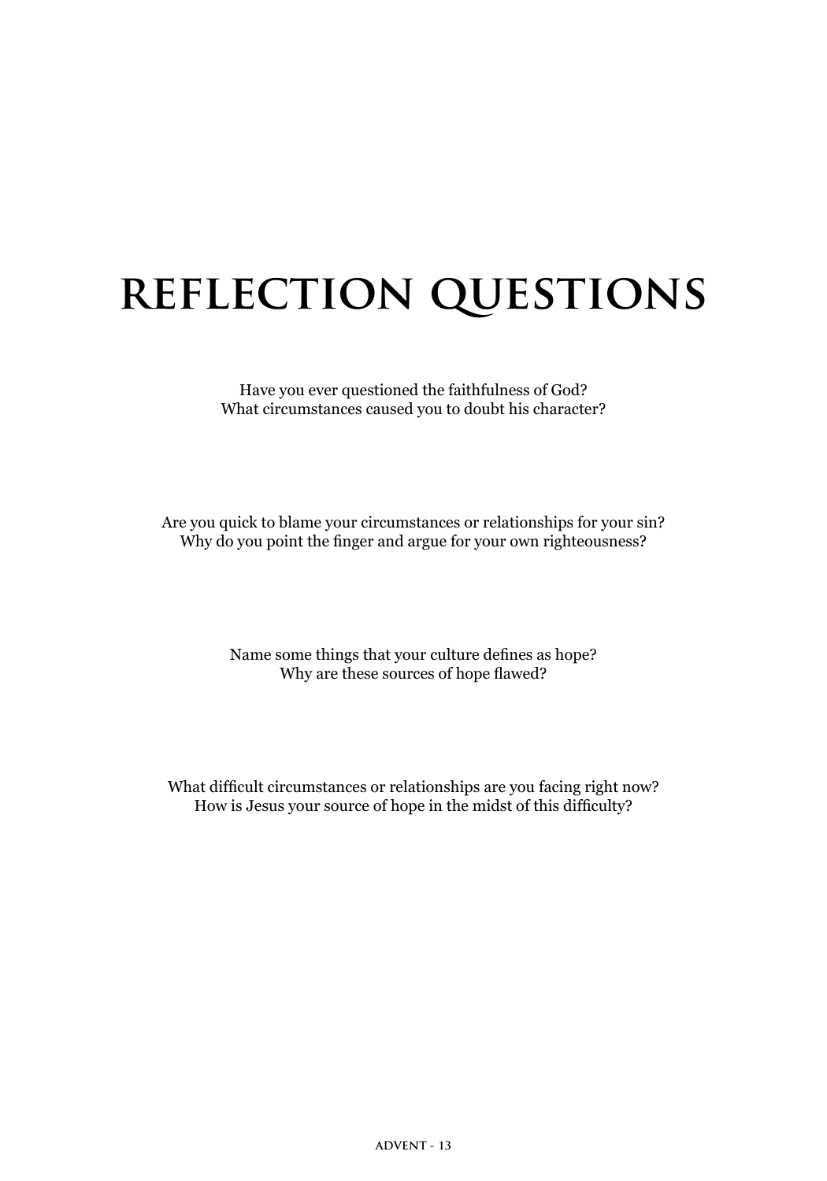# REFLECTION QUESTIONS

Have you ever questioned the faithfulness of God?
What circumstances caused you to doubt his character?

Are you quick to blame your circumstances or relationships for your sin?
Why do you point the finger and argue for your own righteousness?

Name some things that your culture defines as hope?
Why are these sources of hope flawed?

What difficult circumstances or relationships are you facing right now?
How is Jesus your source of hope in the midst of this difficulty?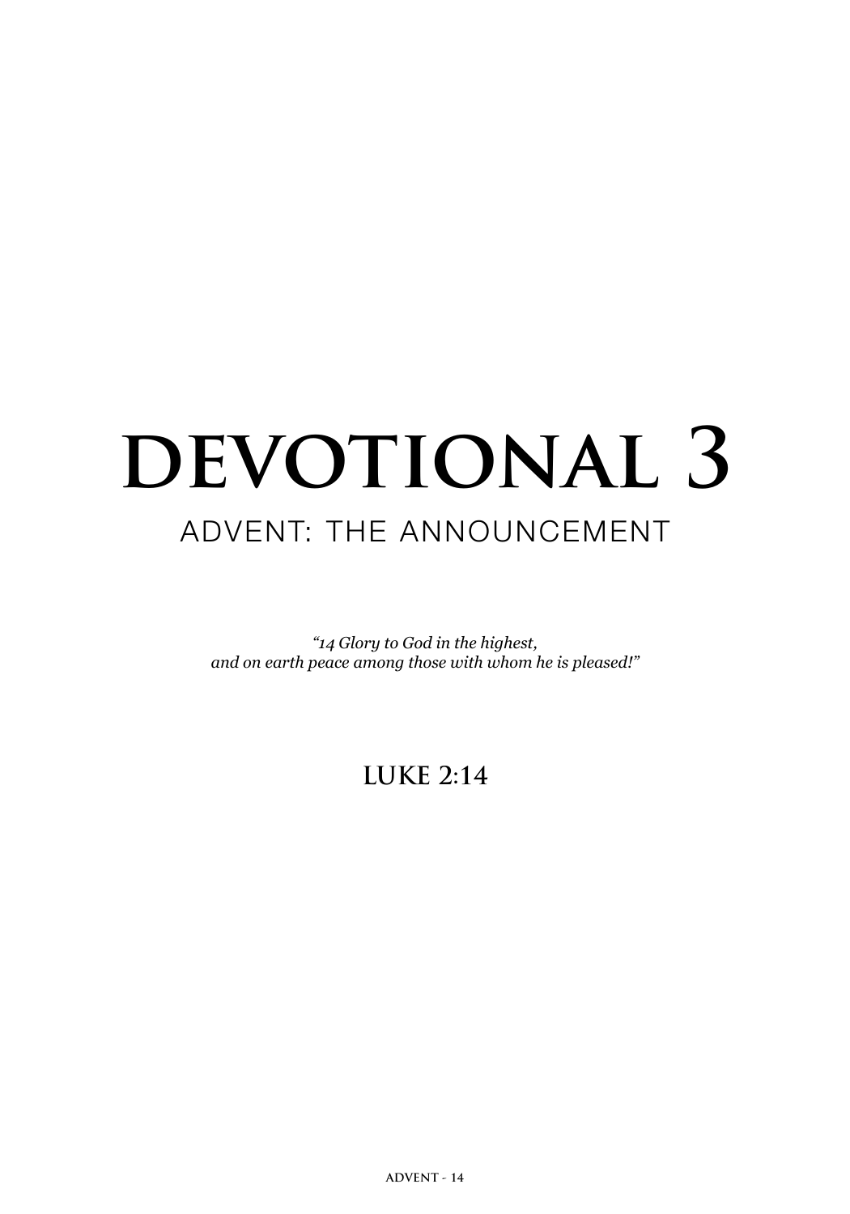# DEVOTIONAL 3

## ADVENT: THE ANNOUNCEMENT

*"14 Glory to God in the highest,*
*and on earth peace among those with whom he is pleased!"*

**LUKE 2:14**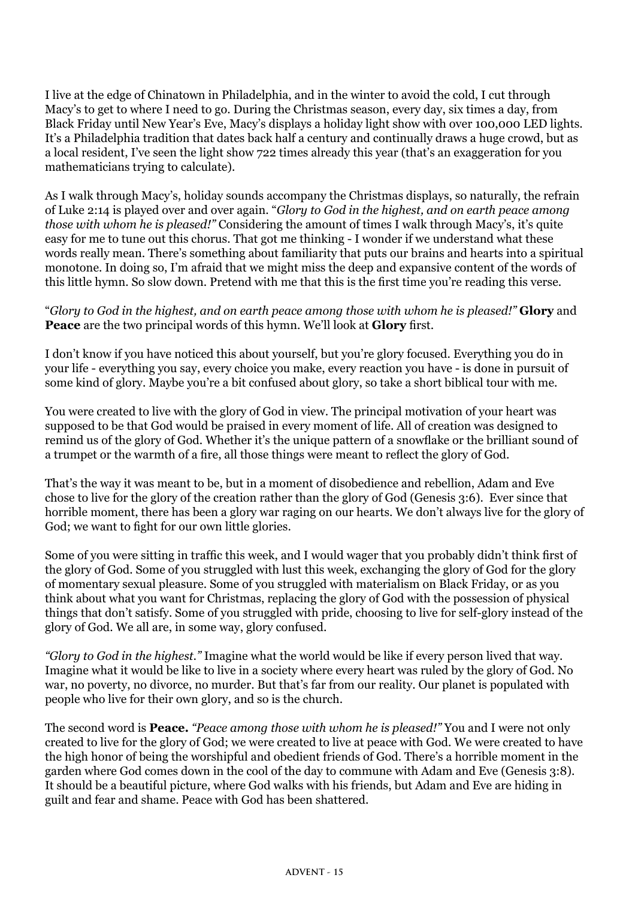I live at the edge of Chinatown in Philadelphia, and in the winter to avoid the cold, I cut through Macy's to get to where I need to go. During the Christmas season, every day, six times a day, from Black Friday until New Year's Eve, Macy's displays a holiday light show with over 100,000 LED lights. It's a Philadelphia tradition that dates back half a century and continually draws a huge crowd, but as a local resident, I've seen the light show 722 times already this year (that's an exaggeration for you mathematicians trying to calculate).

As I walk through Macy's, holiday sounds accompany the Christmas displays, so naturally, the refrain of Luke 2:14 is played over and over again. "*Glory to God in the highest, and on earth peace among those with whom he is pleased!*" Considering the amount of times I walk through Macy's, it's quite easy for me to tune out this chorus. That got me thinking - I wonder if we understand what these words really mean. There's something about familiarity that puts our brains and hearts into a spiritual monotone. In doing so, I'm afraid that we might miss the deep and expansive content of the words of this little hymn. So slow down. Pretend with me that this is the first time you're reading this verse.

"*Glory to God in the highest, and on earth peace among those with whom he is pleased!*" **Glory** and **Peace** are the two principal words of this hymn. We'll look at **Glory** first.

I don't know if you have noticed this about yourself, but you're glory focused. Everything you do in your life - everything you say, every choice you make, every reaction you have - is done in pursuit of some kind of glory. Maybe you're a bit confused about glory, so take a short biblical tour with me.

You were created to live with the glory of God in view. The principal motivation of your heart was supposed to be that God would be praised in every moment of life. All of creation was designed to remind us of the glory of God. Whether it's the unique pattern of a snowflake or the brilliant sound of a trumpet or the warmth of a fire, all those things were meant to reflect the glory of God.

That's the way it was meant to be, but in a moment of disobedience and rebellion, Adam and Eve chose to live for the glory of the creation rather than the glory of God (Genesis 3:6). Ever since that horrible moment, there has been a glory war raging on our hearts. We don't always live for the glory of God; we want to fight for our own little glories.

Some of you were sitting in traffic this week, and I would wager that you probably didn't think first of the glory of God. Some of you struggled with lust this week, exchanging the glory of God for the glory of momentary sexual pleasure. Some of you struggled with materialism on Black Friday, or as you think about what you want for Christmas, replacing the glory of God with the possession of physical things that don't satisfy. Some of you struggled with pride, choosing to live for self-glory instead of the glory of God. We all are, in some way, glory confused.

*"Glory to God in the highest."* Imagine what the world would be like if every person lived that way. Imagine what it would be like to live in a society where every heart was ruled by the glory of God. No war, no poverty, no divorce, no murder. But that's far from our reality. Our planet is populated with people who live for their own glory, and so is the church.

The second word is **Peace.** *"Peace among those with whom he is pleased!"* You and I were not only created to live for the glory of God; we were created to live at peace with God. We were created to have the high honor of being the worshipful and obedient friends of God. There's a horrible moment in the garden where God comes down in the cool of the day to commune with Adam and Eve (Genesis 3:8). It should be a beautiful picture, where God walks with his friends, but Adam and Eve are hiding in guilt and fear and shame. Peace with God has been shattered.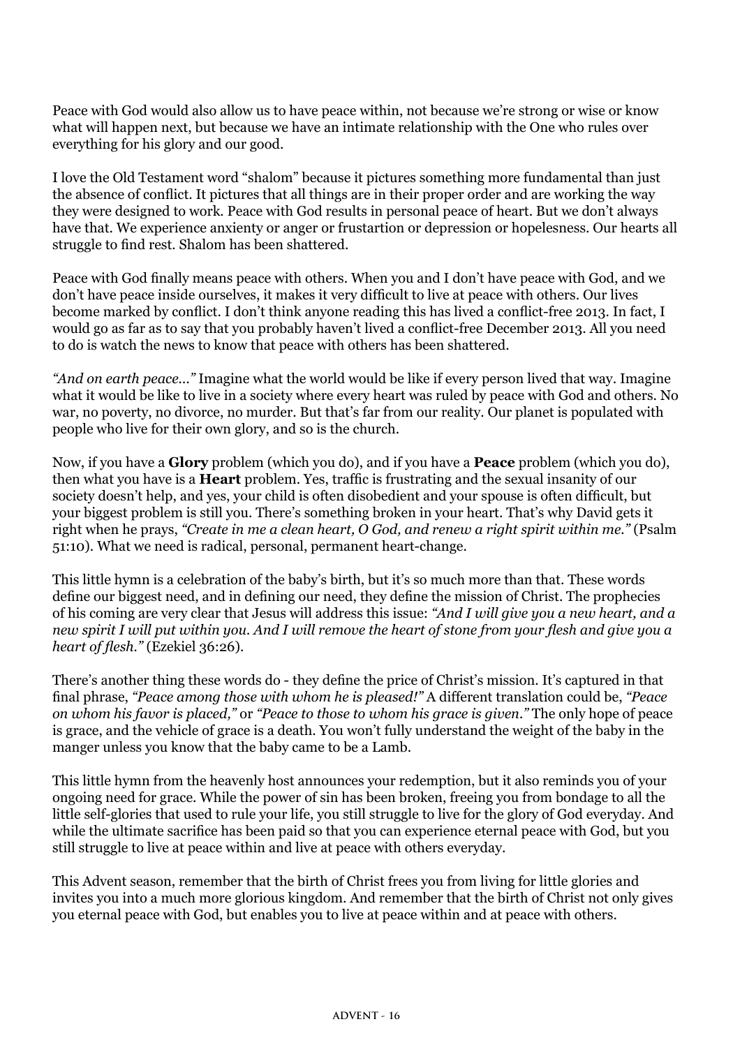Peace with God would also allow us to have peace within, not because we're strong or wise or know what will happen next, but because we have an intimate relationship with the One who rules over everything for his glory and our good.

I love the Old Testament word "shalom" because it pictures something more fundamental than just the absence of conflict. It pictures that all things are in their proper order and are working the way they were designed to work. Peace with God results in personal peace of heart. But we don't always have that. We experience anxiety or anger or frustartion or depression or hopelesness. Our hearts all struggle to find rest. Shalom has been shattered.

Peace with God finally means peace with others. When you and I don't have peace with God, and we don't have peace inside ourselves, it makes it very difficult to live at peace with others. Our lives become marked by conflict. I don't think anyone reading this has lived a conflict-free 2013. In fact, I would go as far as to say that you probably haven't lived a conflict-free December 2013. All you need to do is watch the news to know that peace with others has been shattered.

*"And on earth peace..."* Imagine what the world would be like if every person lived that way. Imagine what it would be like to live in a society where every heart was ruled by peace with God and others. No war, no poverty, no divorce, no murder. But that's far from our reality. Our planet is populated with people who live for their own glory, and so is the church.

Now, if you have a **Glory** problem (which you do), and if you have a **Peace** problem (which you do), then what you have is a **Heart** problem. Yes, traffic is frustrating and the sexual insanity of our society doesn't help, and yes, your child is often disobedient and your spouse is often difficult, but your biggest problem is still you. There's something broken in your heart. That's why David gets it right when he prays, *"Create in me a clean heart, O God, and renew a right spirit within me."* (Psalm 51:10). What we need is radical, personal, permanent heart-change.

This little hymn is a celebration of the baby's birth, but it's so much more than that. These words define our biggest need, and in defining our need, they define the mission of Christ. The prophecies of his coming are very clear that Jesus will address this issue: *"And I will give you a new heart, and a new spirit I will put within you. And I will remove the heart of stone from your flesh and give you a heart of flesh."* (Ezekiel 36:26).

There's another thing these words do - they define the price of Christ's mission. It's captured in that final phrase, *"Peace among those with whom he is pleased!"* A different translation could be, *"Peace on whom his favor is placed,"* or *"Peace to those to whom his grace is given."* The only hope of peace is grace, and the vehicle of grace is a death. You won't fully understand the weight of the baby in the manger unless you know that the baby came to be a Lamb.

This little hymn from the heavenly host announces your redemption, but it also reminds you of your ongoing need for grace. While the power of sin has been broken, freeing you from bondage to all the little self-glories that used to rule your life, you still struggle to live for the glory of God everyday. And while the ultimate sacrifice has been paid so that you can experience eternal peace with God, but you still struggle to live at peace within and live at peace with others everyday.

This Advent season, remember that the birth of Christ frees you from living for little glories and invites you into a much more glorious kingdom. And remember that the birth of Christ not only gives you eternal peace with God, but enables you to live at peace within and at peace with others.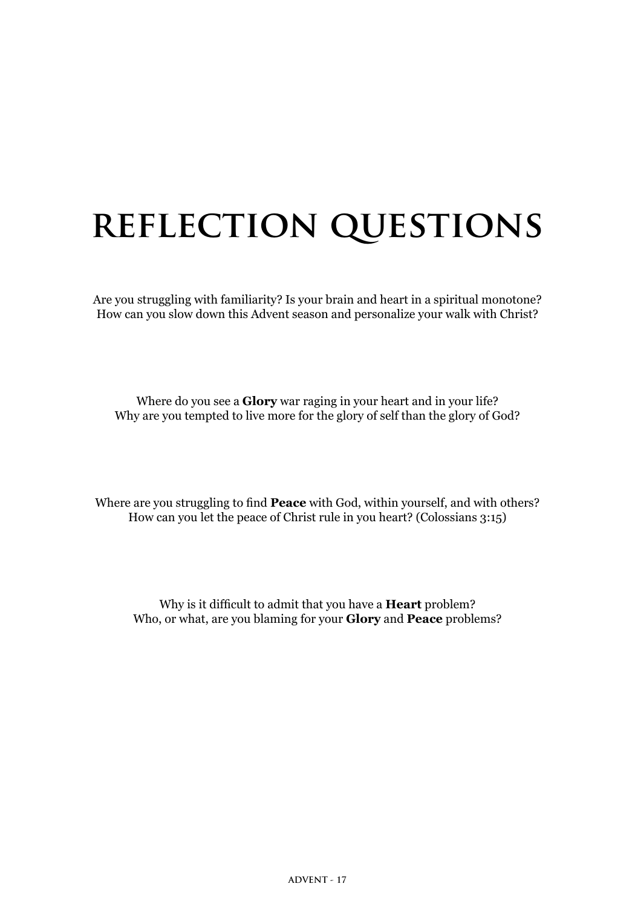# REFLECTION QUESTIONS

Are you struggling with familiarity? Is your brain and heart in a spiritual monotone?
How can you slow down this Advent season and personalize your walk with Christ?

Where do you see a **Glory** war raging in your heart and in your life?
Why are you tempted to live more for the glory of self than the glory of God?

Where are you struggling to find **Peace** with God, within yourself, and with others?
How can you let the peace of Christ rule in you heart? (Colossians 3:15)

Why is it difficult to admit that you have a **Heart** problem?
Who, or what, are you blaming for your **Glory** and **Peace** problems?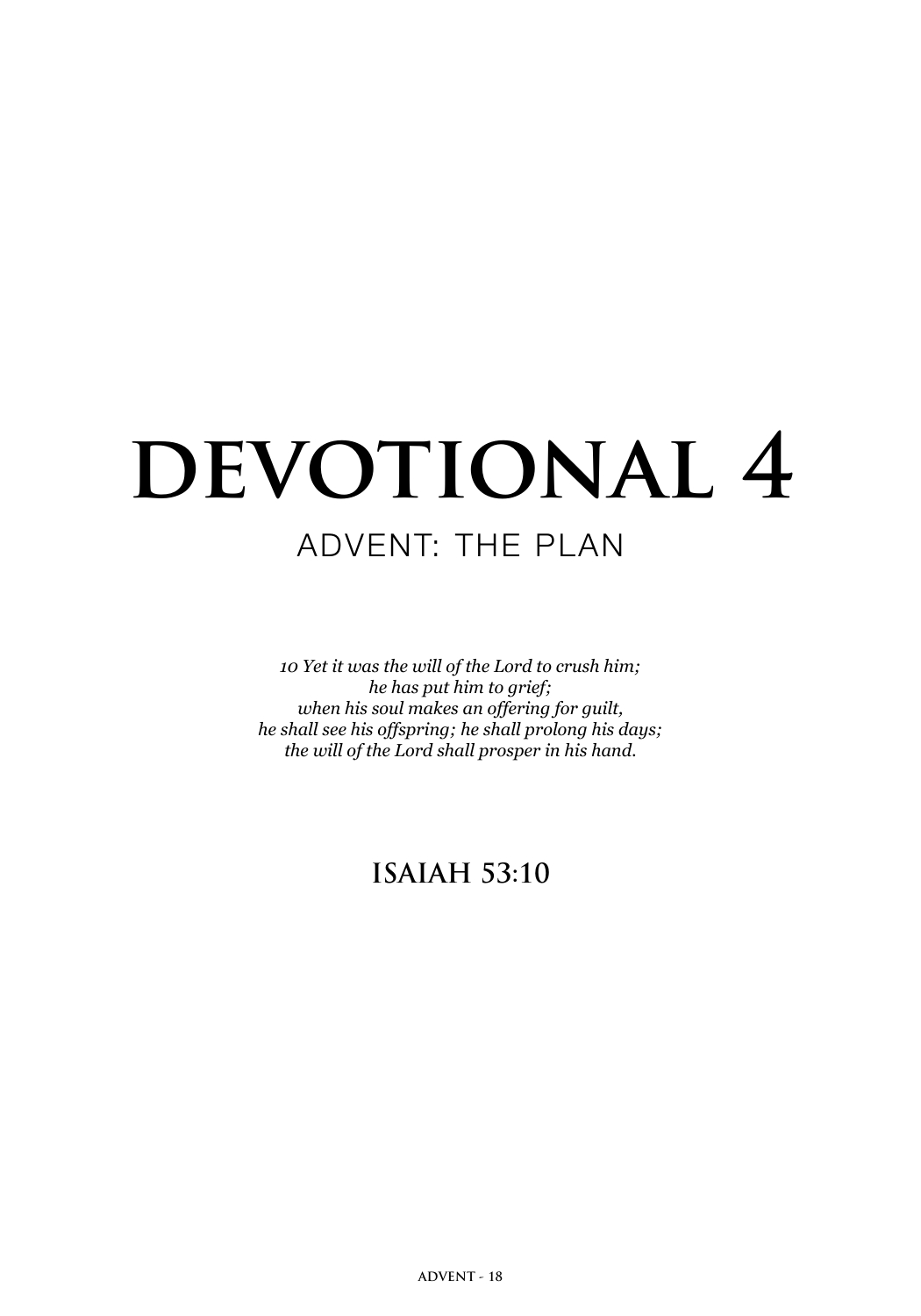# DEVOTIONAL 4

## ADVENT: THE PLAN

*10 Yet it was the will of the Lord to crush him;*
*he has put him to grief;*
*when his soul makes an offering for guilt,*
*he shall see his offspring; he shall prolong his days;*
*the will of the Lord shall prosper in his hand.*

**ISAIAH 53:10**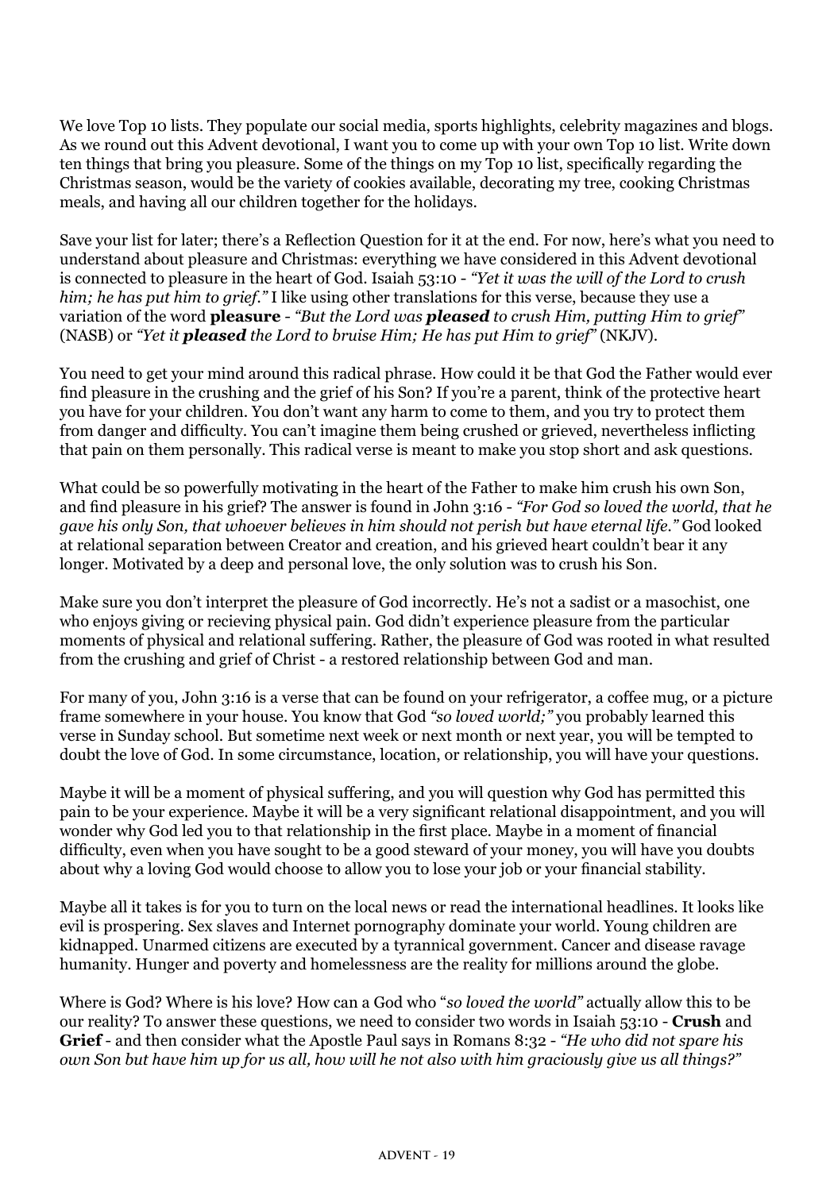We love Top 10 lists. They populate our social media, sports highlights, celebrity magazines and blogs. As we round out this Advent devotional, I want you to come up with your own Top 10 list. Write down ten things that bring you pleasure. Some of the things on my Top 10 list, specifically regarding the Christmas season, would be the variety of cookies available, decorating my tree, cooking Christmas meals, and having all our children together for the holidays.

Save your list for later; there's a Reflection Question for it at the end. For now, here's what you need to understand about pleasure and Christmas: everything we have considered in this Advent devotional is connected to pleasure in the heart of God. Isaiah 53:10 - *"Yet it was the will of the Lord to crush him; he has put him to grief."* I like using other translations for this verse, because they use a variation of the word **pleasure** - *"But the Lord was* ***pleased*** *to crush Him, putting Him to grief"* (NASB) or *"Yet it* ***pleased*** *the Lord to bruise Him; He has put Him to grief"* (NKJV).

You need to get your mind around this radical phrase. How could it be that God the Father would ever find pleasure in the crushing and the grief of his Son? If you're a parent, think of the protective heart you have for your children. You don't want any harm to come to them, and you try to protect them from danger and difficulty. You can't imagine them being crushed or grieved, nevertheless inflicting that pain on them personally. This radical verse is meant to make you stop short and ask questions.

What could be so powerfully motivating in the heart of the Father to make him crush his own Son, and find pleasure in his grief? The answer is found in John 3:16 - *"For God so loved the world, that he gave his only Son, that whoever believes in him should not perish but have eternal life."* God looked at relational separation between Creator and creation, and his grieved heart couldn't bear it any longer. Motivated by a deep and personal love, the only solution was to crush his Son.

Make sure you don't interpret the pleasure of God incorrectly. He's not a sadist or a masochist, one who enjoys giving or recieving physical pain. God didn't experience pleasure from the particular moments of physical and relational suffering. Rather, the pleasure of God was rooted in what resulted from the crushing and grief of Christ - a restored relationship between God and man.

For many of you, John 3:16 is a verse that can be found on your refrigerator, a coffee mug, or a picture frame somewhere in your house. You know that God *"so loved world;"* you probably learned this verse in Sunday school. But sometime next week or next month or next year, you will be tempted to doubt the love of God. In some circumstance, location, or relationship, you will have your questions.

Maybe it will be a moment of physical suffering, and you will question why God has permitted this pain to be your experience. Maybe it will be a very significant relational disappointment, and you will wonder why God led you to that relationship in the first place. Maybe in a moment of financial difficulty, even when you have sought to be a good steward of your money, you will have you doubts about why a loving God would choose to allow you to lose your job or your financial stability.

Maybe all it takes is for you to turn on the local news or read the international headlines. It looks like evil is prospering. Sex slaves and Internet pornography dominate your world. Young children are kidnapped. Unarmed citizens are executed by a tyrannical government. Cancer and disease ravage humanity. Hunger and poverty and homelessness are the reality for millions around the globe.

Where is God? Where is his love? How can a God who "*so loved the world"* actually allow this to be our reality? To answer these questions, we need to consider two words in Isaiah 53:10 - **Crush** and **Grief** - and then consider what the Apostle Paul says in Romans 8:32 - *"He who did not spare his own Son but have him up for us all, how will he not also with him graciously give us all things?"*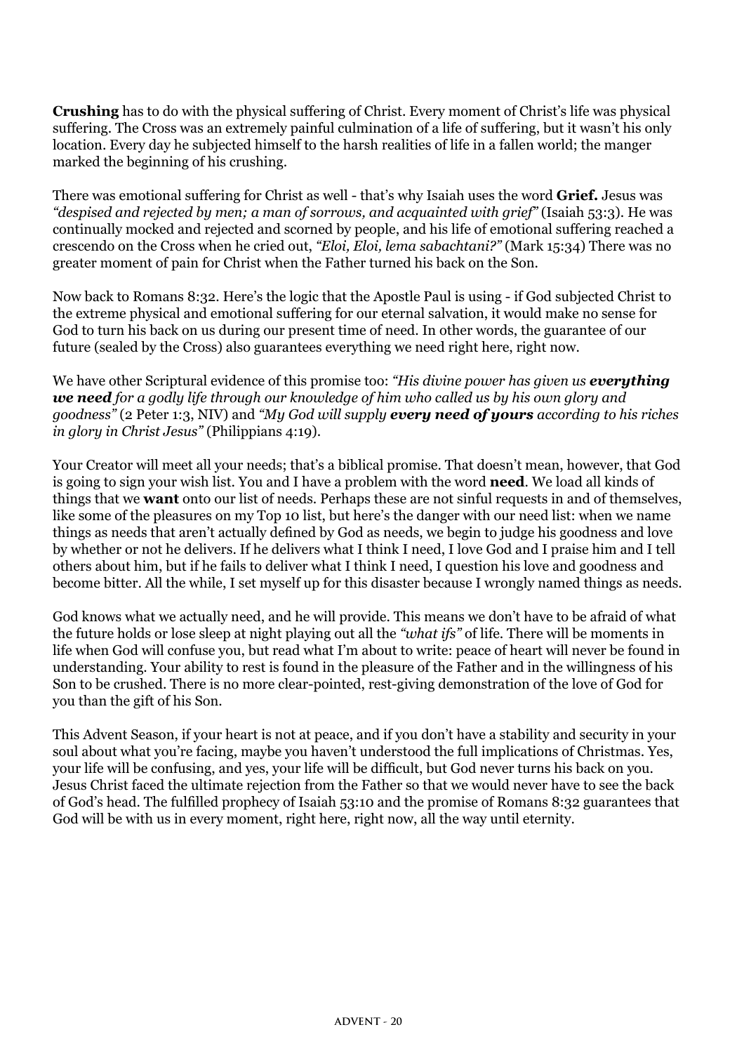**Crushing** has to do with the physical suffering of Christ. Every moment of Christ's life was physical suffering. The Cross was an extremely painful culmination of a life of suffering, but it wasn't his only location. Every day he subjected himself to the harsh realities of life in a fallen world; the manger marked the beginning of his crushing.

There was emotional suffering for Christ as well - that's why Isaiah uses the word **Grief.** Jesus was *"despised and rejected by men; a man of sorrows, and acquainted with grief"* (Isaiah 53:3). He was continually mocked and rejected and scorned by people, and his life of emotional suffering reached a crescendo on the Cross when he cried out, *"Eloi, Eloi, lema sabachtani?"* (Mark 15:34) There was no greater moment of pain for Christ when the Father turned his back on the Son.

Now back to Romans 8:32. Here's the logic that the Apostle Paul is using - if God subjected Christ to the extreme physical and emotional suffering for our eternal salvation, it would make no sense for God to turn his back on us during our present time of need. In other words, the guarantee of our future (sealed by the Cross) also guarantees everything we need right here, right now.

We have other Scriptural evidence of this promise too: *"His divine power has given us* ***everything we need*** *for a godly life through our knowledge of him who called us by his own glory and goodness"* (2 Peter 1:3, NIV) and *"My God will supply* ***every need of yours*** *according to his riches in glory in Christ Jesus"* (Philippians 4:19).

Your Creator will meet all your needs; that's a biblical promise. That doesn't mean, however, that God is going to sign your wish list. You and I have a problem with the word **need**. We load all kinds of things that we **want** onto our list of needs. Perhaps these are not sinful requests in and of themselves, like some of the pleasures on my Top 10 list, but here's the danger with our need list: when we name things as needs that aren't actually defined by God as needs, we begin to judge his goodness and love by whether or not he delivers. If he delivers what I think I need, I love God and I praise him and I tell others about him, but if he fails to deliver what I think I need, I question his love and goodness and become bitter. All the while, I set myself up for this disaster because I wrongly named things as needs.

God knows what we actually need, and he will provide. This means we don't have to be afraid of what the future holds or lose sleep at night playing out all the *"what ifs"* of life. There will be moments in life when God will confuse you, but read what I'm about to write: peace of heart will never be found in understanding. Your ability to rest is found in the pleasure of the Father and in the willingness of his Son to be crushed. There is no more clear-pointed, rest-giving demonstration of the love of God for you than the gift of his Son.

This Advent Season, if your heart is not at peace, and if you don't have a stability and security in your soul about what you're facing, maybe you haven't understood the full implications of Christmas. Yes, your life will be confusing, and yes, your life will be difficult, but God never turns his back on you. Jesus Christ faced the ultimate rejection from the Father so that we would never have to see the back of God's head. The fulfilled prophecy of Isaiah 53:10 and the promise of Romans 8:32 guarantees that God will be with us in every moment, right here, right now, all the way until eternity.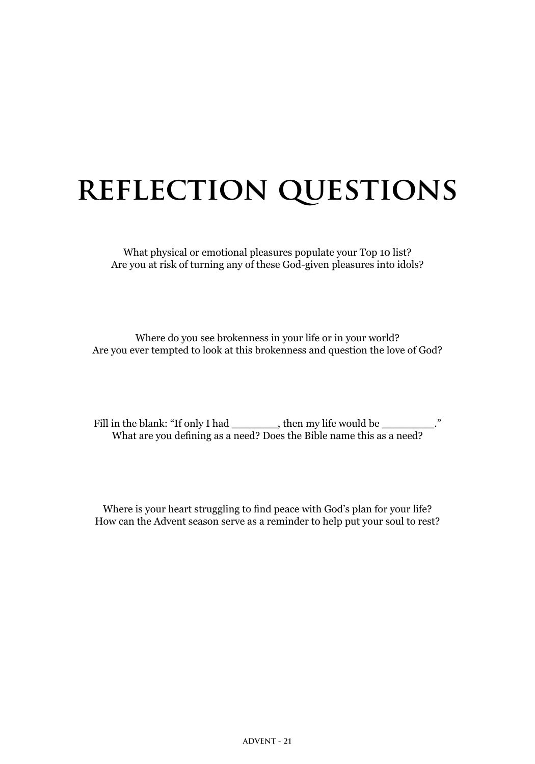# REFLECTION QUESTIONS

What physical or emotional pleasures populate your Top 10 list?
Are you at risk of turning any of these God-given pleasures into idols?

Where do you see brokenness in your life or in your world?
Are you ever tempted to look at this brokenness and question the love of God?

Fill in the blank: "If only I had _______, then my life would be ________."
What are you defining as a need? Does the Bible name this as a need?

Where is your heart struggling to find peace with God's plan for your life?
How can the Advent season serve as a reminder to help put your soul to rest?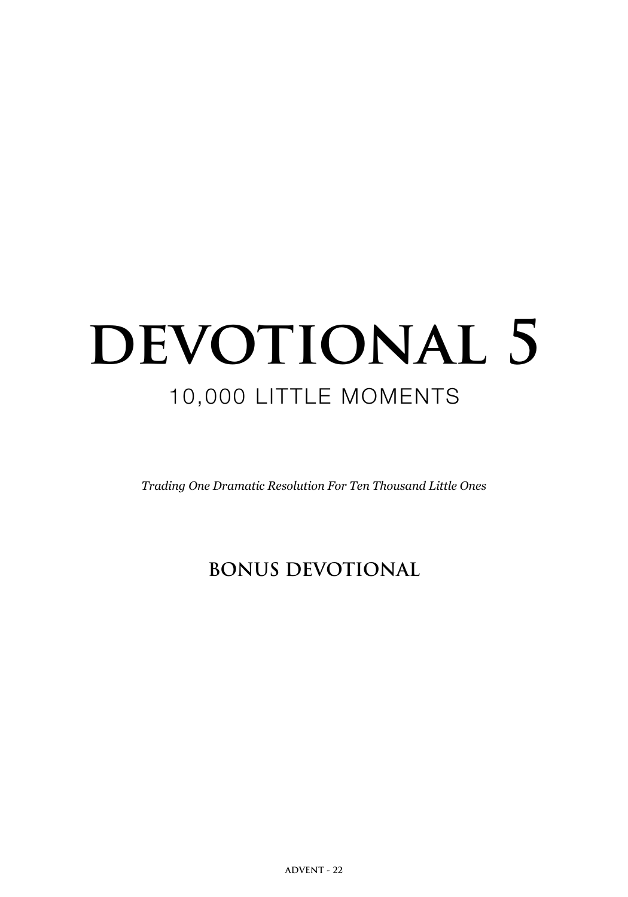# DEVOTIONAL 5

## 10,000 LITTLE MOMENTS

*Trading One Dramatic Resolution For Ten Thousand Little Ones*

**BONUS DEVOTIONAL**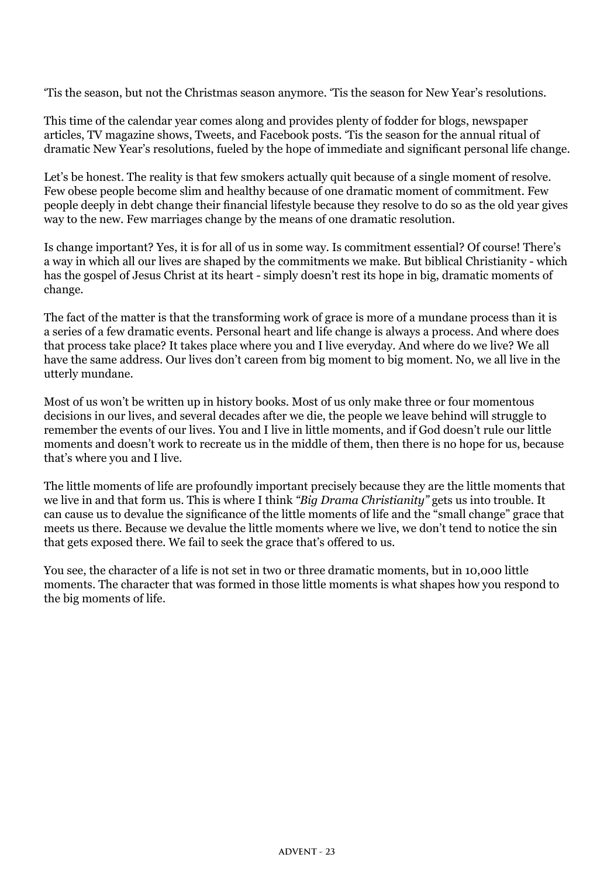'Tis the season, but not the Christmas season anymore. 'Tis the season for New Year's resolutions.

This time of the calendar year comes along and provides plenty of fodder for blogs, newspaper articles, TV magazine shows, Tweets, and Facebook posts. 'Tis the season for the annual ritual of dramatic New Year's resolutions, fueled by the hope of immediate and significant personal life change.

Let's be honest. The reality is that few smokers actually quit because of a single moment of resolve. Few obese people become slim and healthy because of one dramatic moment of commitment. Few people deeply in debt change their financial lifestyle because they resolve to do so as the old year gives way to the new. Few marriages change by the means of one dramatic resolution.

Is change important? Yes, it is for all of us in some way. Is commitment essential? Of course! There's a way in which all our lives are shaped by the commitments we make. But biblical Christianity - which has the gospel of Jesus Christ at its heart - simply doesn't rest its hope in big, dramatic moments of change.

The fact of the matter is that the transforming work of grace is more of a mundane process than it is a series of a few dramatic events. Personal heart and life change is always a process. And where does that process take place? It takes place where you and I live everyday. And where do we live? We all have the same address. Our lives don't careen from big moment to big moment. No, we all live in the utterly mundane.

Most of us won't be written up in history books. Most of us only make three or four momentous decisions in our lives, and several decades after we die, the people we leave behind will struggle to remember the events of our lives. You and I live in little moments, and if God doesn't rule our little moments and doesn't work to recreate us in the middle of them, then there is no hope for us, because that's where you and I live.

The little moments of life are profoundly important precisely because they are the little moments that we live in and that form us. This is where I think *"Big Drama Christianity"* gets us into trouble. It can cause us to devalue the significance of the little moments of life and the "small change" grace that meets us there. Because we devalue the little moments where we live, we don't tend to notice the sin that gets exposed there. We fail to seek the grace that's offered to us.

You see, the character of a life is not set in two or three dramatic moments, but in 10,000 little moments. The character that was formed in those little moments is what shapes how you respond to the big moments of life.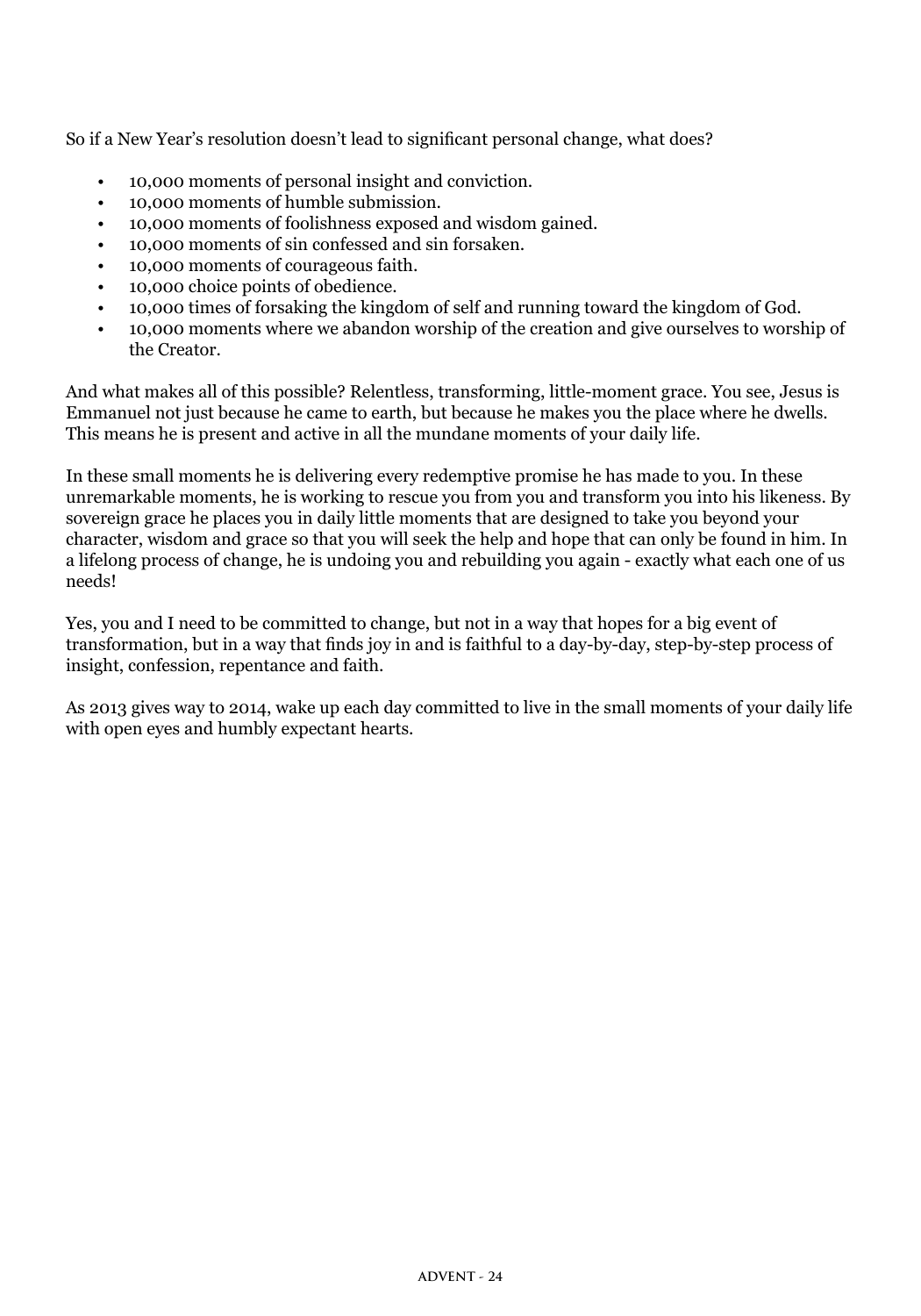So if a New Year's resolution doesn't lead to significant personal change, what does?

- 10,000 moments of personal insight and conviction.
- 10,000 moments of humble submission.
- 10,000 moments of foolishness exposed and wisdom gained.
- 10,000 moments of sin confessed and sin forsaken.
- 10,000 moments of courageous faith.
- 10,000 choice points of obedience.
- 10,000 times of forsaking the kingdom of self and running toward the kingdom of God.
- 10,000 moments where we abandon worship of the creation and give ourselves to worship of the Creator.

And what makes all of this possible? Relentless, transforming, little-moment grace. You see, Jesus is Emmanuel not just because he came to earth, but because he makes you the place where he dwells. This means he is present and active in all the mundane moments of your daily life.

In these small moments he is delivering every redemptive promise he has made to you. In these unremarkable moments, he is working to rescue you from you and transform you into his likeness. By sovereign grace he places you in daily little moments that are designed to take you beyond your character, wisdom and grace so that you will seek the help and hope that can only be found in him. In a lifelong process of change, he is undoing you and rebuilding you again - exactly what each one of us needs!

Yes, you and I need to be committed to change, but not in a way that hopes for a big event of transformation, but in a way that finds joy in and is faithful to a day-by-day, step-by-step process of insight, confession, repentance and faith.

As 2013 gives way to 2014, wake up each day committed to live in the small moments of your daily life with open eyes and humbly expectant hearts.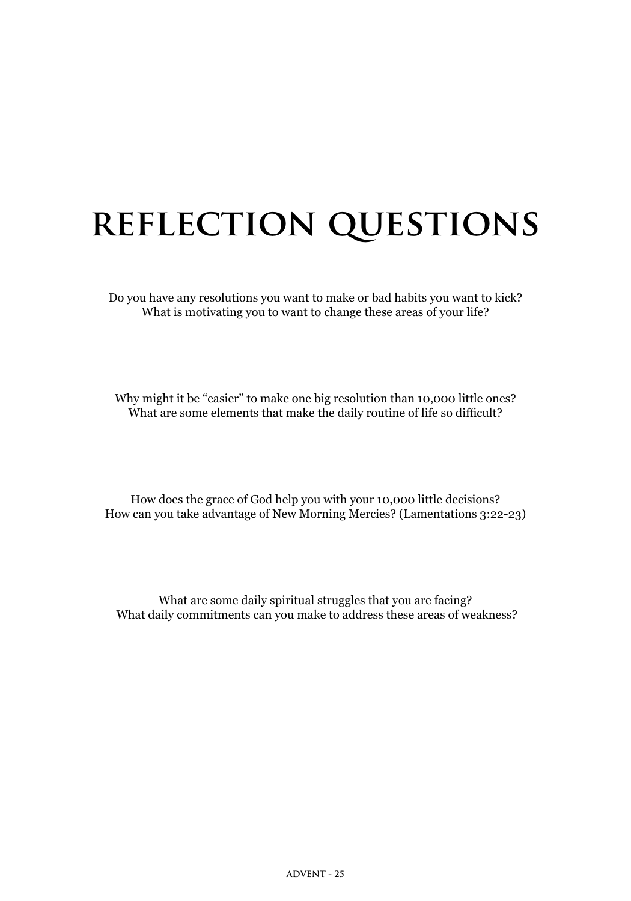# REFLECTION QUESTIONS

Do you have any resolutions you want to make or bad habits you want to kick?
What is motivating you to want to change these areas of your life?

Why might it be "easier" to make one big resolution than 10,000 little ones?
What are some elements that make the daily routine of life so difficult?

How does the grace of God help you with your 10,000 little decisions?
How can you take advantage of New Morning Mercies? (Lamentations 3:22-23)

What are some daily spiritual struggles that you are facing?
What daily commitments can you make to address these areas of weakness?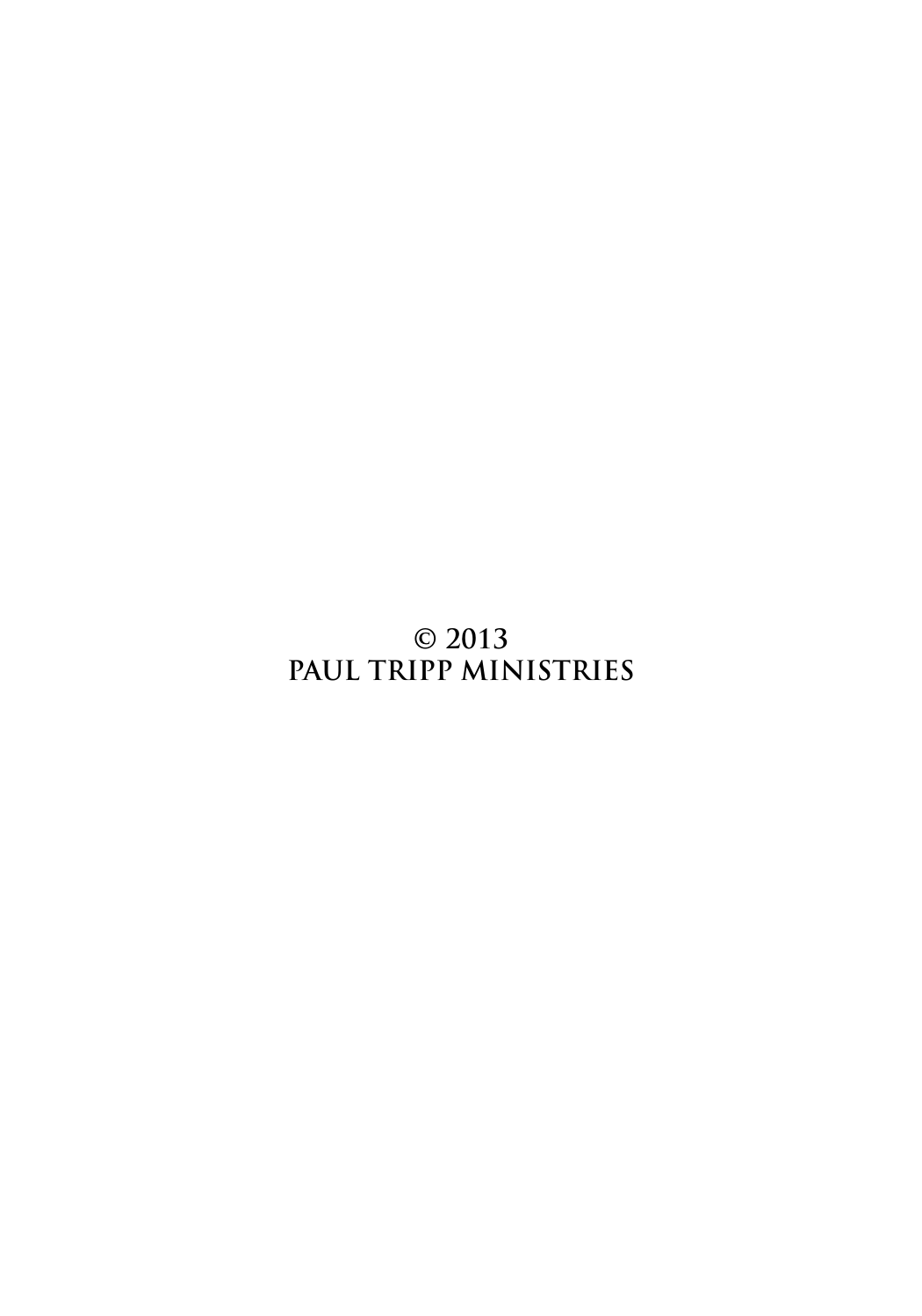© 2013
PAUL TRIPP MINISTRIES